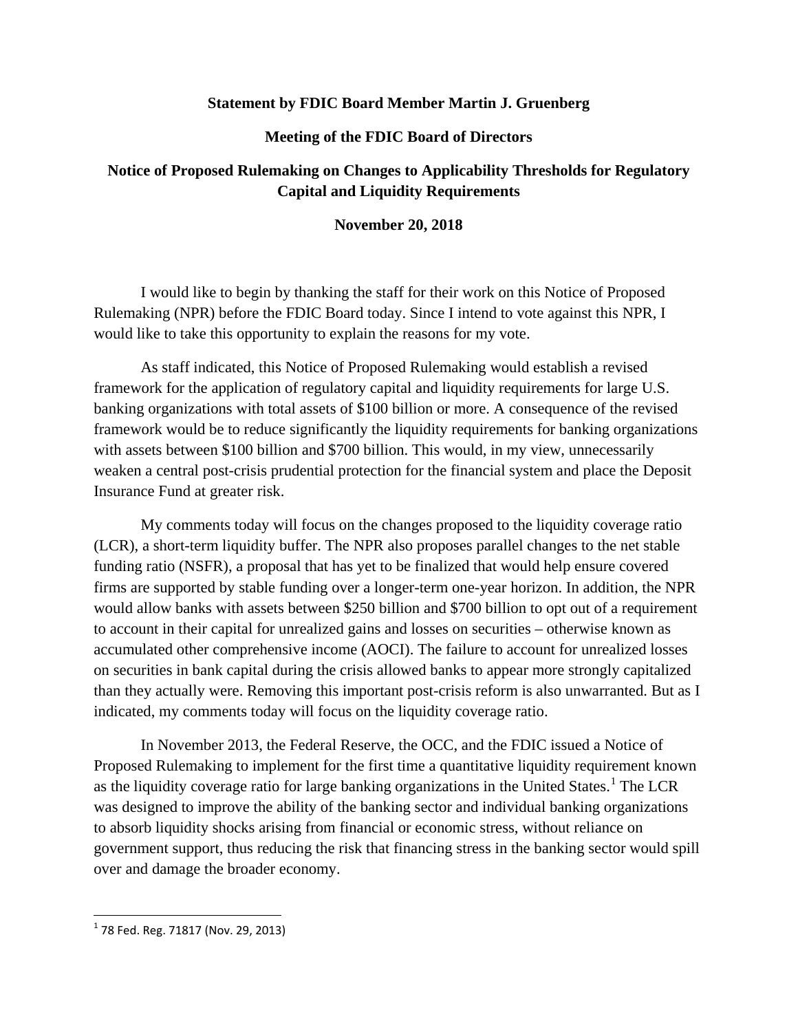**Statement by FDIC Board Member Martin J. Gruenberg**

**Meeting of the FDIC Board of Directors**

**Notice of Proposed Rulemaking on Changes to Applicability Thresholds for Regulatory Capital and Liquidity Requirements**

**November 20, 2018**

I would like to begin by thanking the staff for their work on this Notice of Proposed Rulemaking (NPR) before the FDIC Board today. Since I intend to vote against this NPR, I would like to take this opportunity to explain the reasons for my vote.

As staff indicated, this Notice of Proposed Rulemaking would establish a revised framework for the application of regulatory capital and liquidity requirements for large U.S. banking organizations with total assets of $100 billion or more. A consequence of the revised framework would be to reduce significantly the liquidity requirements for banking organizations with assets between $100 billion and $700 billion. This would, in my view, unnecessarily weaken a central post-crisis prudential protection for the financial system and place the Deposit Insurance Fund at greater risk.

My comments today will focus on the changes proposed to the liquidity coverage ratio (LCR), a short-term liquidity buffer. The NPR also proposes parallel changes to the net stable funding ratio (NSFR), a proposal that has yet to be finalized that would help ensure covered firms are supported by stable funding over a longer-term one-year horizon. In addition, the NPR would allow banks with assets between $250 billion and $700 billion to opt out of a requirement to account in their capital for unrealized gains and losses on securities – otherwise known as accumulated other comprehensive income (AOCI). The failure to account for unrealized losses on securities in bank capital during the crisis allowed banks to appear more strongly capitalized than they actually were. Removing this important post-crisis reform is also unwarranted. But as I indicated, my comments today will focus on the liquidity coverage ratio.

In November 2013, the Federal Reserve, the OCC, and the FDIC issued a Notice of Proposed Rulemaking to implement for the first time a quantitative liquidity requirement known as the liquidity coverage ratio for large banking organizations in the United States.[1] The LCR was designed to improve the ability of the banking sector and individual banking organizations to absorb liquidity shocks arising from financial or economic stress, without reliance on government support, thus reducing the risk that financing stress in the banking sector would spill over and damage the broader economy.

[1] 78 Fed. Reg. 71817 (Nov. 29, 2013)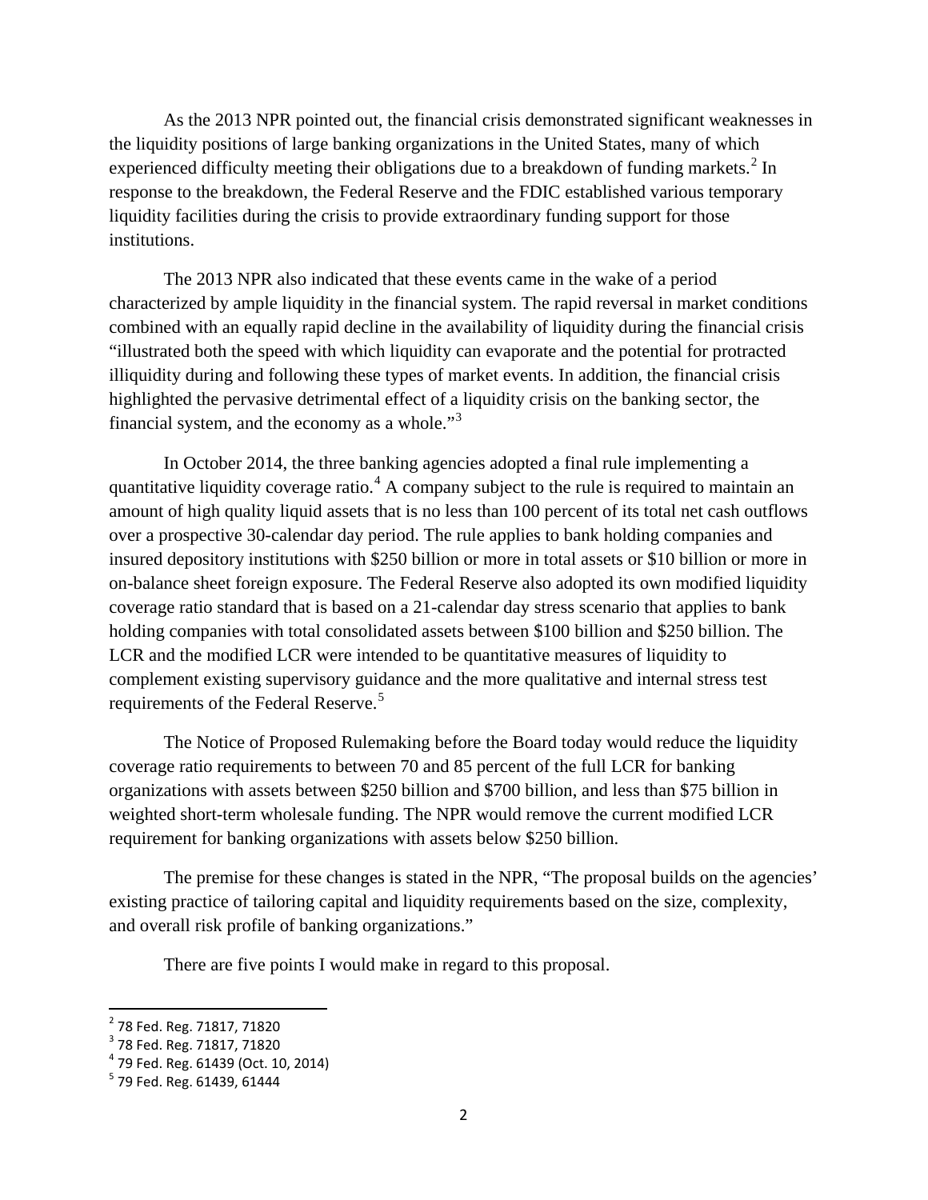As the 2013 NPR pointed out, the financial crisis demonstrated significant weaknesses in the liquidity positions of large banking organizations in the United States, many of which experienced difficulty meeting their obligations due to a breakdown of funding markets.[2] In response to the breakdown, the Federal Reserve and the FDIC established various temporary liquidity facilities during the crisis to provide extraordinary funding support for those institutions.

The 2013 NPR also indicated that these events came in the wake of a period characterized by ample liquidity in the financial system. The rapid reversal in market conditions combined with an equally rapid decline in the availability of liquidity during the financial crisis "illustrated both the speed with which liquidity can evaporate and the potential for protracted illiquidity during and following these types of market events. In addition, the financial crisis highlighted the pervasive detrimental effect of a liquidity crisis on the banking sector, the financial system, and the economy as a whole."[3]

In October 2014, the three banking agencies adopted a final rule implementing a quantitative liquidity coverage ratio.[4] A company subject to the rule is required to maintain an amount of high quality liquid assets that is no less than 100 percent of its total net cash outflows over a prospective 30-calendar day period. The rule applies to bank holding companies and insured depository institutions with $250 billion or more in total assets or $10 billion or more in on-balance sheet foreign exposure. The Federal Reserve also adopted its own modified liquidity coverage ratio standard that is based on a 21-calendar day stress scenario that applies to bank holding companies with total consolidated assets between $100 billion and $250 billion. The LCR and the modified LCR were intended to be quantitative measures of liquidity to complement existing supervisory guidance and the more qualitative and internal stress test requirements of the Federal Reserve.[5]

The Notice of Proposed Rulemaking before the Board today would reduce the liquidity coverage ratio requirements to between 70 and 85 percent of the full LCR for banking organizations with assets between $250 billion and $700 billion, and less than $75 billion in weighted short-term wholesale funding. The NPR would remove the current modified LCR requirement for banking organizations with assets below $250 billion.

The premise for these changes is stated in the NPR, "The proposal builds on the agencies' existing practice of tailoring capital and liquidity requirements based on the size, complexity, and overall risk profile of banking organizations."

There are five points I would make in regard to this proposal.

---

[2] 78 Fed. Reg. 71817, 71820

[3] 78 Fed. Reg. 71817, 71820

[4] 79 Fed. Reg. 61439 (Oct. 10, 2014)

[5] 79 Fed. Reg. 61439, 61444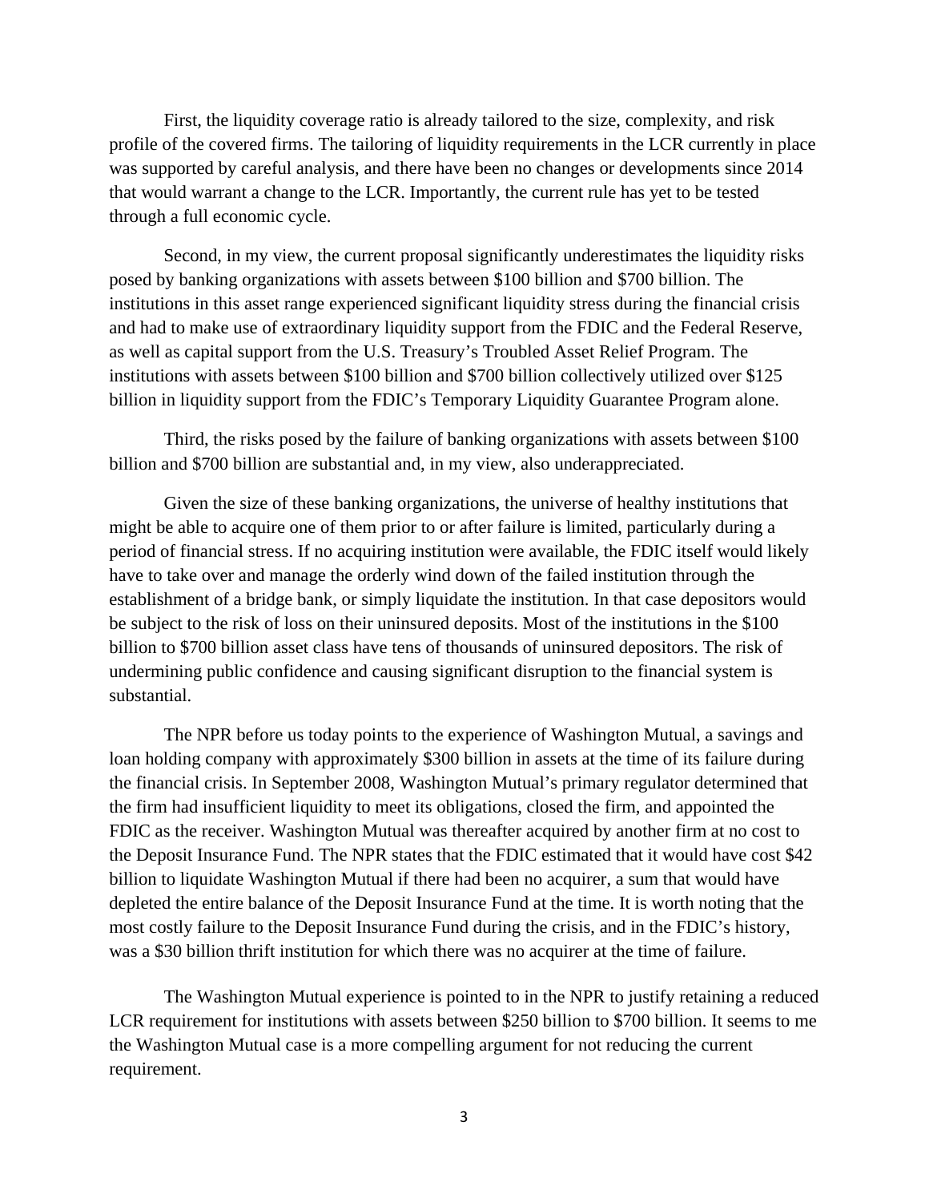First, the liquidity coverage ratio is already tailored to the size, complexity, and risk profile of the covered firms. The tailoring of liquidity requirements in the LCR currently in place was supported by careful analysis, and there have been no changes or developments since 2014 that would warrant a change to the LCR. Importantly, the current rule has yet to be tested through a full economic cycle.

Second, in my view, the current proposal significantly underestimates the liquidity risks posed by banking organizations with assets between $100 billion and $700 billion. The institutions in this asset range experienced significant liquidity stress during the financial crisis and had to make use of extraordinary liquidity support from the FDIC and the Federal Reserve, as well as capital support from the U.S. Treasury's Troubled Asset Relief Program. The institutions with assets between $100 billion and $700 billion collectively utilized over $125 billion in liquidity support from the FDIC's Temporary Liquidity Guarantee Program alone.

Third, the risks posed by the failure of banking organizations with assets between $100 billion and $700 billion are substantial and, in my view, also underappreciated.

Given the size of these banking organizations, the universe of healthy institutions that might be able to acquire one of them prior to or after failure is limited, particularly during a period of financial stress. If no acquiring institution were available, the FDIC itself would likely have to take over and manage the orderly wind down of the failed institution through the establishment of a bridge bank, or simply liquidate the institution. In that case depositors would be subject to the risk of loss on their uninsured deposits. Most of the institutions in the $100 billion to $700 billion asset class have tens of thousands of uninsured depositors. The risk of undermining public confidence and causing significant disruption to the financial system is substantial.

The NPR before us today points to the experience of Washington Mutual, a savings and loan holding company with approximately $300 billion in assets at the time of its failure during the financial crisis. In September 2008, Washington Mutual's primary regulator determined that the firm had insufficient liquidity to meet its obligations, closed the firm, and appointed the FDIC as the receiver. Washington Mutual was thereafter acquired by another firm at no cost to the Deposit Insurance Fund. The NPR states that the FDIC estimated that it would have cost $42 billion to liquidate Washington Mutual if there had been no acquirer, a sum that would have depleted the entire balance of the Deposit Insurance Fund at the time. It is worth noting that the most costly failure to the Deposit Insurance Fund during the crisis, and in the FDIC's history, was a $30 billion thrift institution for which there was no acquirer at the time of failure.

The Washington Mutual experience is pointed to in the NPR to justify retaining a reduced LCR requirement for institutions with assets between $250 billion to $700 billion. It seems to me the Washington Mutual case is a more compelling argument for not reducing the current requirement.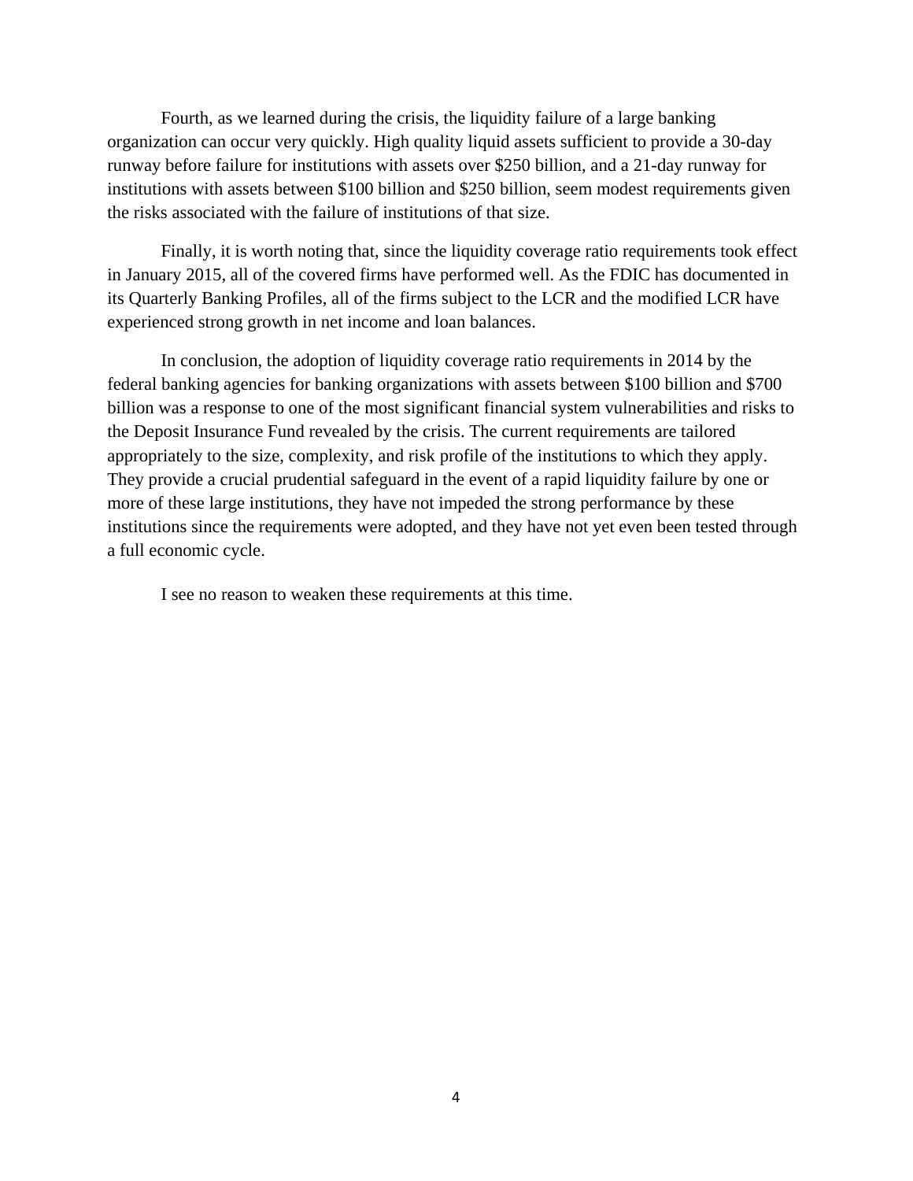Fourth, as we learned during the crisis, the liquidity failure of a large banking organization can occur very quickly. High quality liquid assets sufficient to provide a 30-day runway before failure for institutions with assets over $250 billion, and a 21-day runway for institutions with assets between $100 billion and $250 billion, seem modest requirements given the risks associated with the failure of institutions of that size.

Finally, it is worth noting that, since the liquidity coverage ratio requirements took effect in January 2015, all of the covered firms have performed well. As the FDIC has documented in its Quarterly Banking Profiles, all of the firms subject to the LCR and the modified LCR have experienced strong growth in net income and loan balances.

In conclusion, the adoption of liquidity coverage ratio requirements in 2014 by the federal banking agencies for banking organizations with assets between $100 billion and $700 billion was a response to one of the most significant financial system vulnerabilities and risks to the Deposit Insurance Fund revealed by the crisis. The current requirements are tailored appropriately to the size, complexity, and risk profile of the institutions to which they apply. They provide a crucial prudential safeguard in the event of a rapid liquidity failure by one or more of these large institutions, they have not impeded the strong performance by these institutions since the requirements were adopted, and they have not yet even been tested through a full economic cycle.

I see no reason to weaken these requirements at this time.